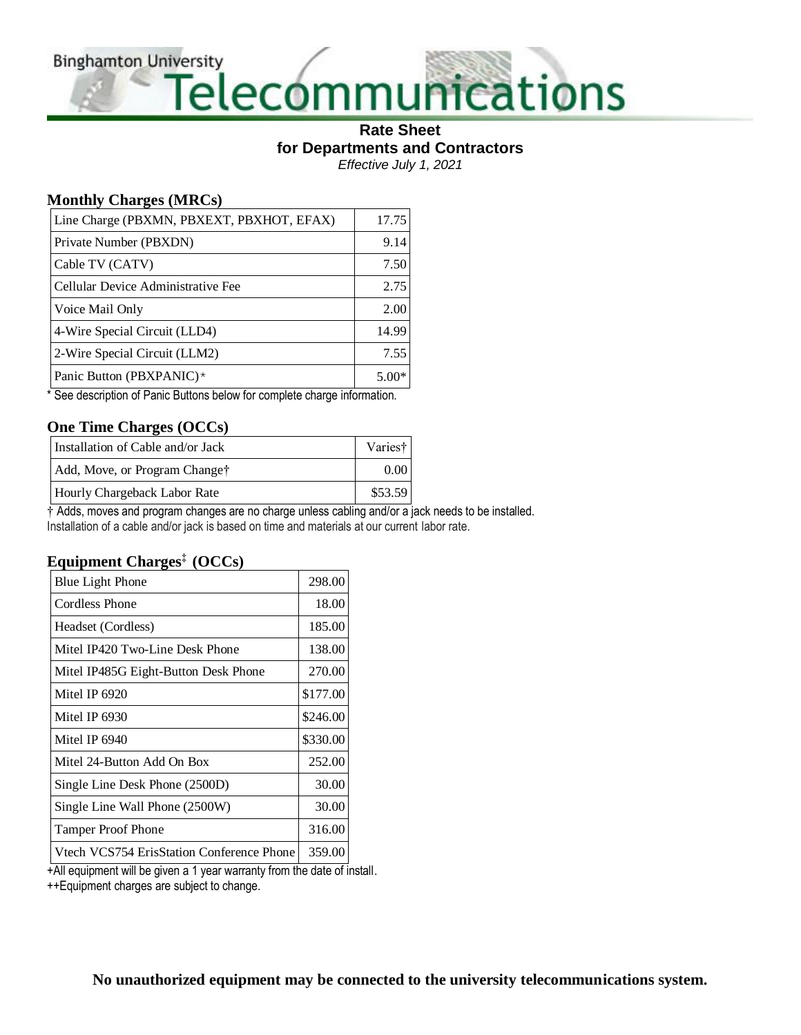Binghamton University

# Telecommunications

**Rate Sheet**
**for Departments and Contractors**
*Effective July 1, 2021*

## Monthly Charges (MRCs)

| Item | Rate |
|---|---|
| Line Charge (PBXMN, PBXEXT, PBXHOT, EFAX) | 17.75 |
| Private Number (PBXDN) | 9.14 |
| Cable TV (CATV) | 7.50 |
| Cellular Device Administrative Fee | 2.75 |
| Voice Mail Only | 2.00 |
| 4-Wire Special Circuit (LLD4) | 14.99 |
| 2-Wire Special Circuit (LLM2) | 7.55 |
| Panic Button (PBXPANIC)* | 5.00* |

* See description of Panic Buttons below for complete charge information.

## One Time Charges (OCCs)

| Item | Rate |
|---|---|
| Installation of Cable and/or Jack | Varies† |
| Add, Move, or Program Change† | 0.00 |
| Hourly Chargeback Labor Rate | $53.59 |

† Adds, moves and program changes are no charge unless cabling and/or a jack needs to be installed.
Installation of a cable and/or jack is based on time and materials at our current labor rate.

## Equipment Charges‡ (OCCs)

| Item | Rate |
|---|---|
| Blue Light Phone | 298.00 |
| Cordless Phone | 18.00 |
| Headset (Cordless) | 185.00 |
| Mitel IP420 Two-Line Desk Phone | 138.00 |
| Mitel IP485G Eight-Button Desk Phone | 270.00 |
| Mitel IP 6920 | $177.00 |
| Mitel IP 6930 | $246.00 |
| Mitel IP 6940 | $330.00 |
| Mitel 24-Button Add On Box | 252.00 |
| Single Line Desk Phone (2500D) | 30.00 |
| Single Line Wall Phone (2500W) | 30.00 |
| Tamper Proof Phone | 316.00 |
| Vtech VCS754 ErisStation Conference Phone | 359.00 |

+All equipment will be given a 1 year warranty from the date of install.
++Equipment charges are subject to change.

**No unauthorized equipment may be connected to the university telecommunications system.**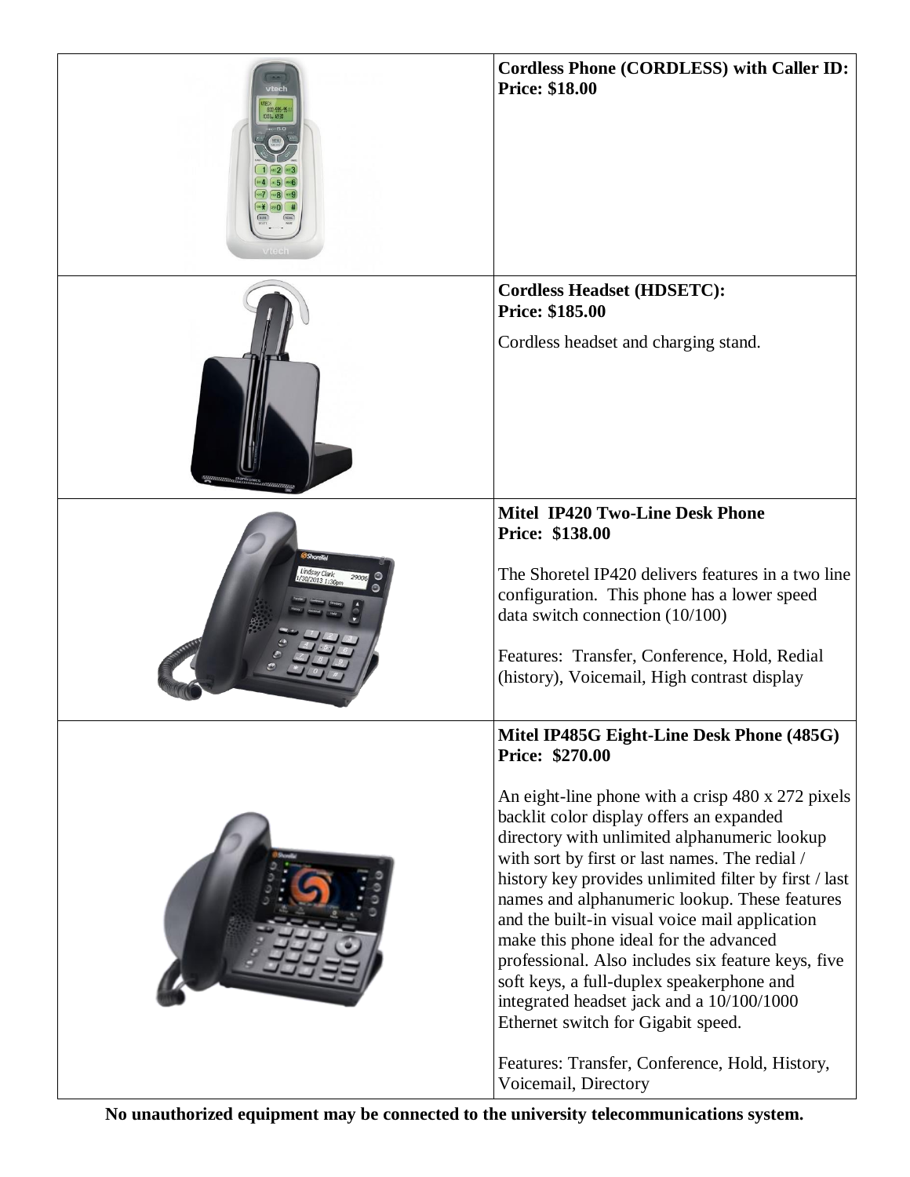| | |
|---|---|
| | **Cordless Phone (CORDLESS) with Caller ID:**<br>**Price: $18.00** |
| | **Cordless Headset (HDSETC):**<br>**Price: $185.00**<br><br>Cordless headset and charging stand. |
| | **Mitel IP420 Two-Line Desk Phone**<br>**Price: $138.00**<br><br>The Shoretel IP420 delivers features in a two line configuration. This phone has a lower speed data switch connection (10/100)<br><br>Features: Transfer, Conference, Hold, Redial (history), Voicemail, High contrast display |
| | **Mitel IP485G Eight-Line Desk Phone (485G)**<br>**Price: $270.00**<br><br>An eight-line phone with a crisp 480 x 272 pixels backlit color display offers an expanded directory with unlimited alphanumeric lookup with sort by first or last names. The redial / history key provides unlimited filter by first / last names and alphanumeric lookup. These features and the built-in visual voice mail application make this phone ideal for the advanced professional. Also includes six feature keys, five soft keys, a full-duplex speakerphone and integrated headset jack and a 10/100/1000 Ethernet switch for Gigabit speed.<br><br>Features: Transfer, Conference, Hold, History, Voicemail, Directory |

**No unauthorized equipment may be connected to the university telecommunications system.**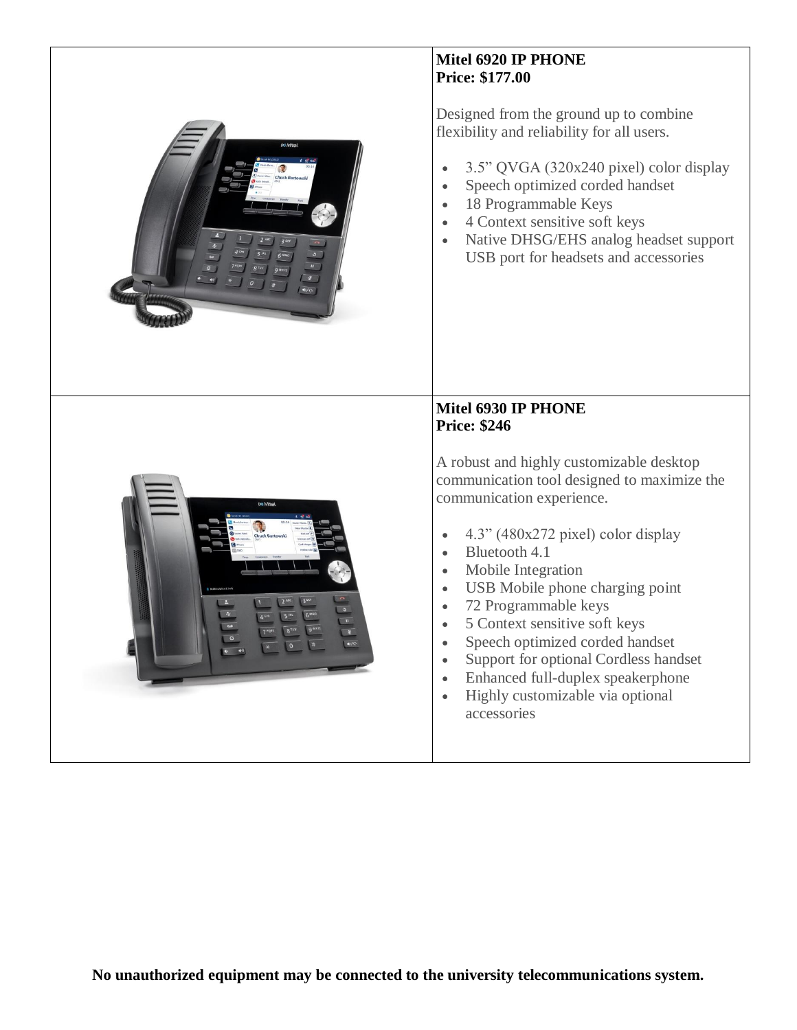**Mitel 6920 IP PHONE**
**Price: $177.00**

Designed from the ground up to combine flexibility and reliability for all users.

- 3.5" QVGA (320x240 pixel) color display
- Speech optimized corded handset
- 18 Programmable Keys
- 4 Context sensitive soft keys
- Native DHSG/EHS analog headset support USB port for headsets and accessories

**Mitel 6930 IP PHONE**
**Price: $246**

A robust and highly customizable desktop communication tool designed to maximize the communication experience.

- 4.3" (480x272 pixel) color display
- Bluetooth 4.1
- Mobile Integration
- USB Mobile phone charging point
- 72 Programmable keys
- 5 Context sensitive soft keys
- Speech optimized corded handset
- Support for optional Cordless handset
- Enhanced full-duplex speakerphone
- Highly customizable via optional accessories

**No unauthorized equipment may be connected to the university telecommunications system.**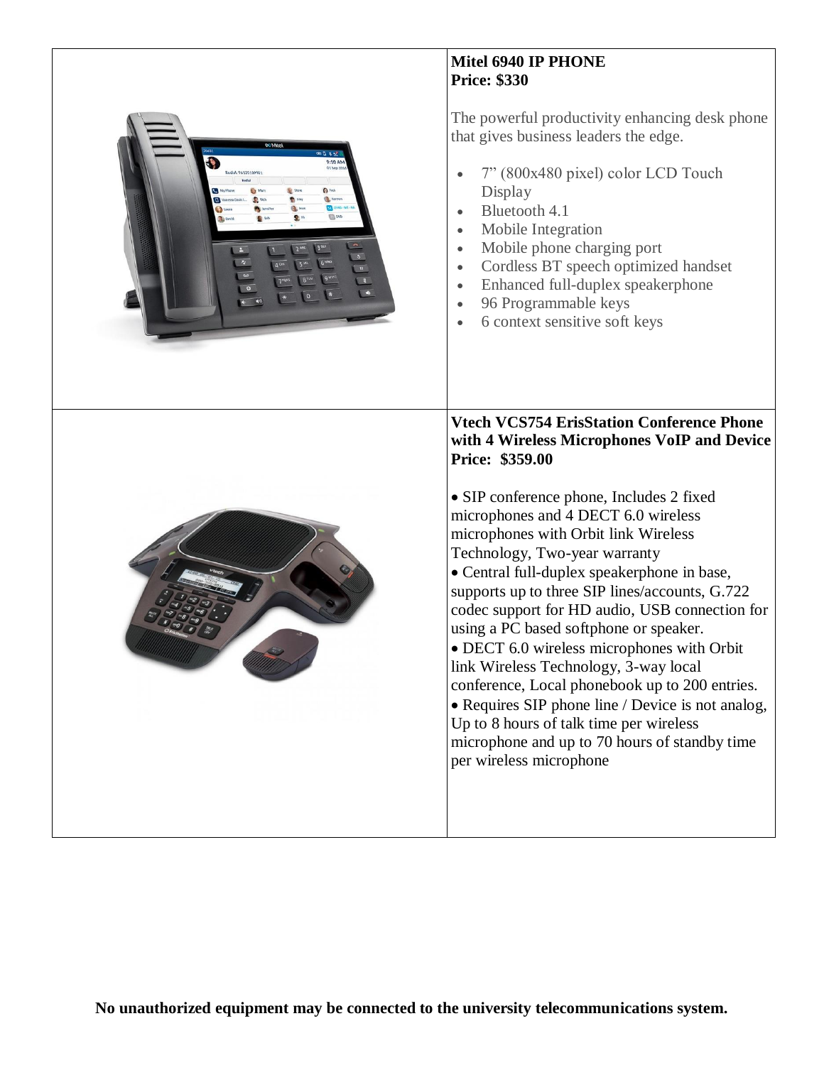| | |
|---|---|
| | **Mitel 6940 IP PHONE**<br>**Price: $330**<br><br>The powerful productivity enhancing desk phone that gives business leaders the edge.<br><br>• 7" (800x480 pixel) color LCD Touch Display<br>• Bluetooth 4.1<br>• Mobile Integration<br>• Mobile phone charging port<br>• Cordless BT speech optimized handset<br>• Enhanced full-duplex speakerphone<br>• 96 Programmable keys<br>• 6 context sensitive soft keys |
| | **Vtech VCS754 ErisStation Conference Phone with 4 Wireless Microphones VoIP and Device**<br>**Price: $359.00**<br><br>• SIP conference phone, Includes 2 fixed microphones and 4 DECT 6.0 wireless microphones with Orbit link Wireless Technology, Two-year warranty<br>• Central full-duplex speakerphone in base, supports up to three SIP lines/accounts, G.722 codec support for HD audio, USB connection for using a PC based softphone or speaker.<br>• DECT 6.0 wireless microphones with Orbit link Wireless Technology, 3-way local conference, Local phonebook up to 200 entries.<br>• Requires SIP phone line / Device is not analog, Up to 8 hours of talk time per wireless microphone and up to 70 hours of standby time per wireless microphone |

**No unauthorized equipment may be connected to the university telecommunications system.**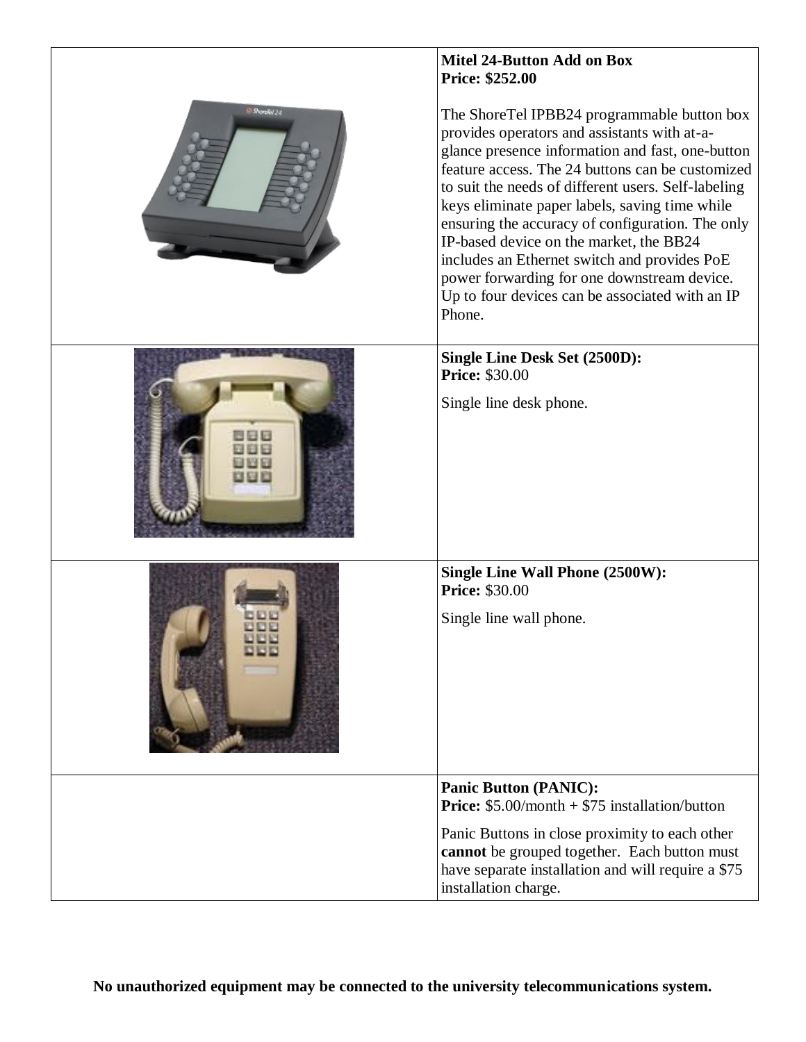| | |
|---|---|
| | **Mitel 24-Button Add on Box**<br>**Price: $252.00**<br><br>The ShoreTel IPBB24 programmable button box provides operators and assistants with at-a-glance presence information and fast, one-button feature access. The 24 buttons can be customized to suit the needs of different users. Self-labeling keys eliminate paper labels, saving time while ensuring the accuracy of configuration. The only IP-based device on the market, the BB24 includes an Ethernet switch and provides PoE power forwarding for one downstream device. Up to four devices can be associated with an IP Phone. |
| | **Single Line Desk Set (2500D):**<br>**Price:** $30.00<br><br>Single line desk phone. |
| | **Single Line Wall Phone (2500W):**<br>**Price:** $30.00<br><br>Single line wall phone. |
| | **Panic Button (PANIC):**<br>**Price:** $5.00/month + $75 installation/button<br><br>Panic Buttons in close proximity to each other **cannot** be grouped together. Each button must have separate installation and will require a $75 installation charge. |

**No unauthorized equipment may be connected to the university telecommunications system.**